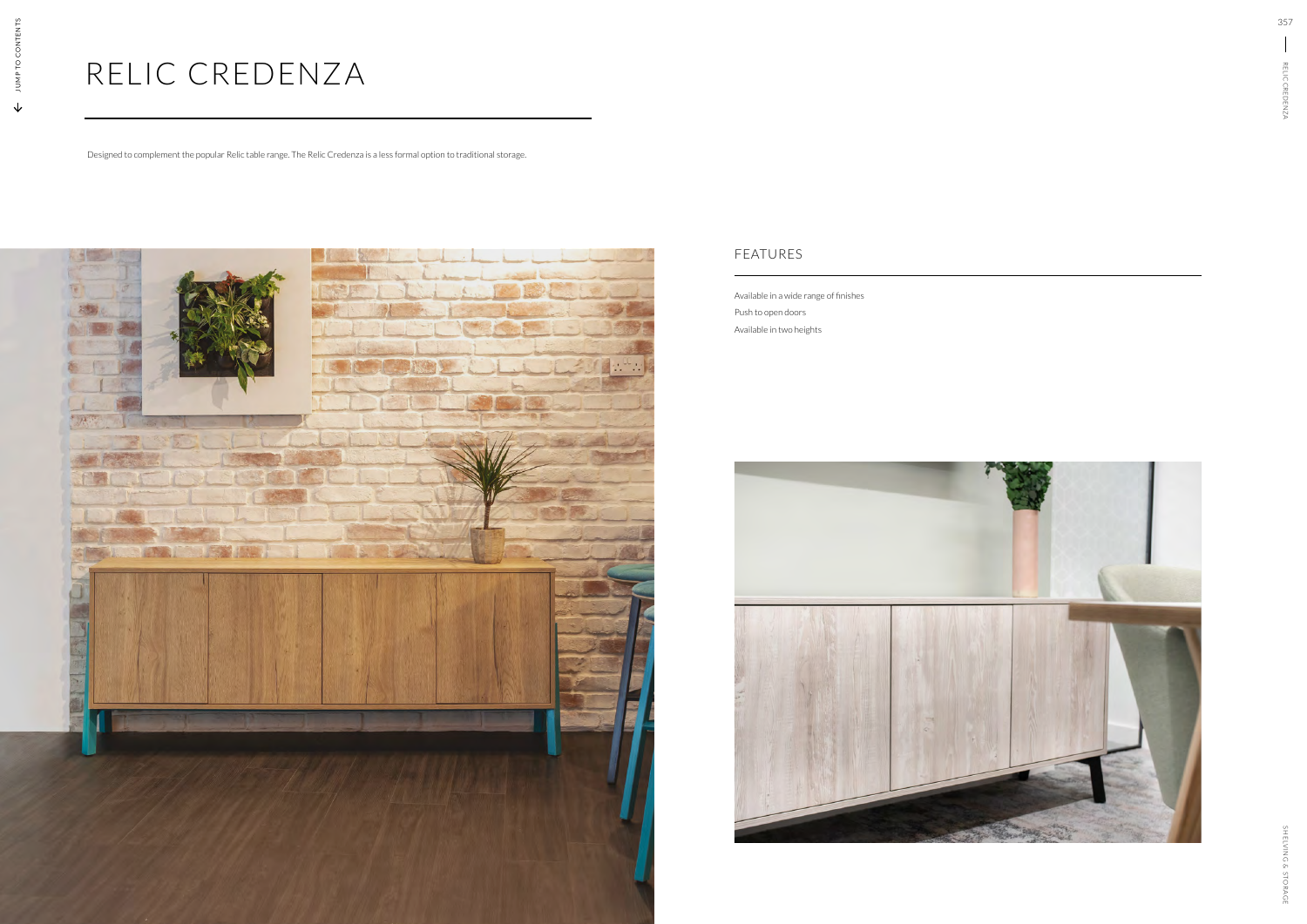# RELIC CREDENZA

Designed to complement the popular Relic table range. The Relic Credenza is a less formal option to traditional storage.

## FEATURES

Available in a wide range of finishes

Push to open doors

Available in two heights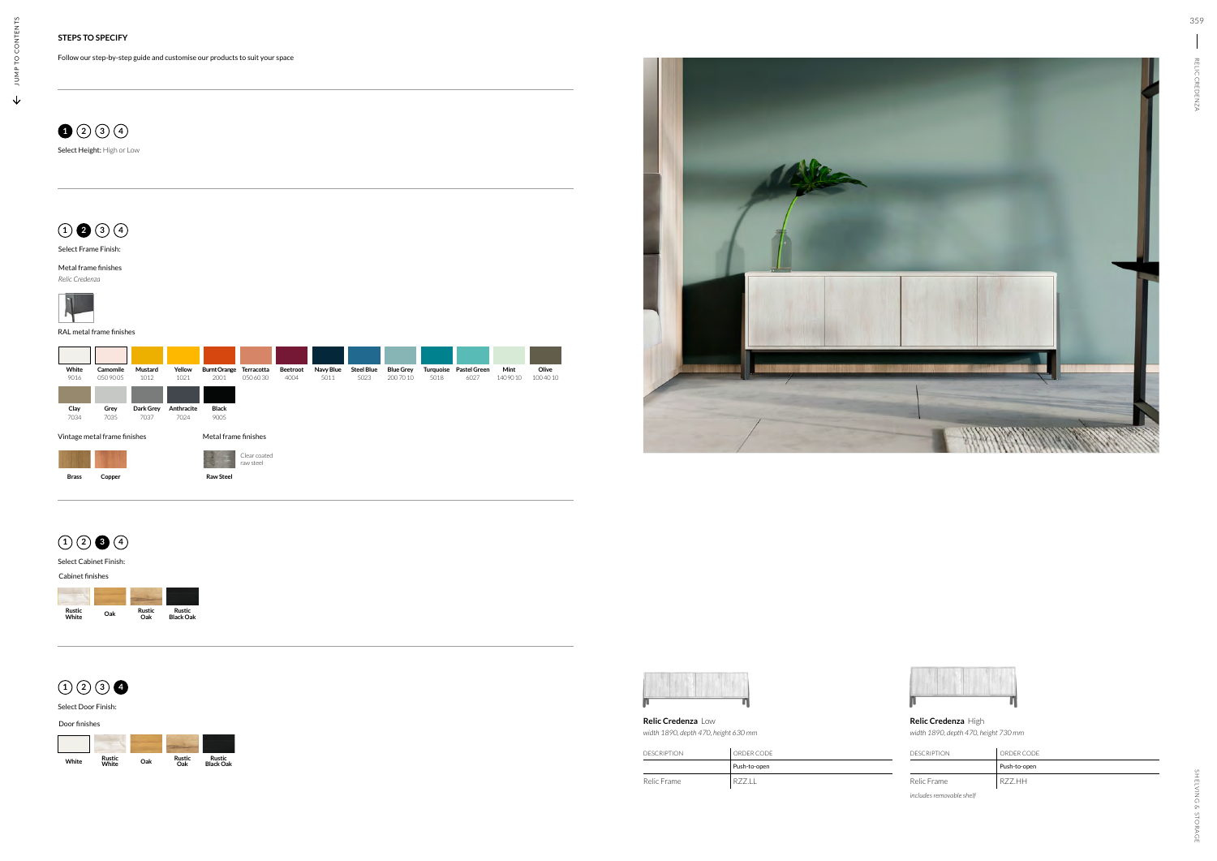## STEPS TO SPECIFY

Follow our step-by-step guide and customise our products to suit your space

**1** 2 3 4

Select Height: High or Low

1 **2** 3 4

Select Frame Finish:

Metal frame finishes

*Relic Credenza*

RAL metal frame finishes

**White** 9016
**Camomile** 050 90 05
**Mustard** 1012
**Yellow** 1021
**Burnt Orange** 2001
**Terracotta** 050 60 30
**Beetroot** 4004
**Navy Blue** 5011
**Steel Blue** 5023
**Blue Grey** 200 70 10
**Turquoise** 5018
**Pastel Green** 6027
**Mint** 140 90 10
**Olive** 100 40 10
**Clay** 7034
**Grey** 7035
**Dark Grey** 7037
**Anthracite** 7024
**Black** 9005

Vintage metal frame finishes

**Brass**
**Copper**

Metal frame finishes

Clear coated raw steel

**Raw Steel**

1 2 **3** 4

Select Cabinet Finish:

Cabinet finishes

**Rustic White**
**Oak**
**Rustic Oak**
**Rustic Black Oak**

1 2 3 **4**

Select Door Finish:

Door finishes

**White**
**Rustic White**
**Oak**
**Rustic Oak**
**Rustic Black Oak**

**Relic Credenza** Low

*width 1890, depth 470, height 630 mm*

| DESCRIPTION | ORDER CODE |
|---|---|
| | Push-to-open |
| Relic Frame | RZZ.LL |

**Relic Credenza** High

*width 1890, depth 470, height 730 mm*

| DESCRIPTION | ORDER CODE |
|---|---|
| | Push-to-open |
| Relic Frame | RZZ.HH |

*includes removable shelf*